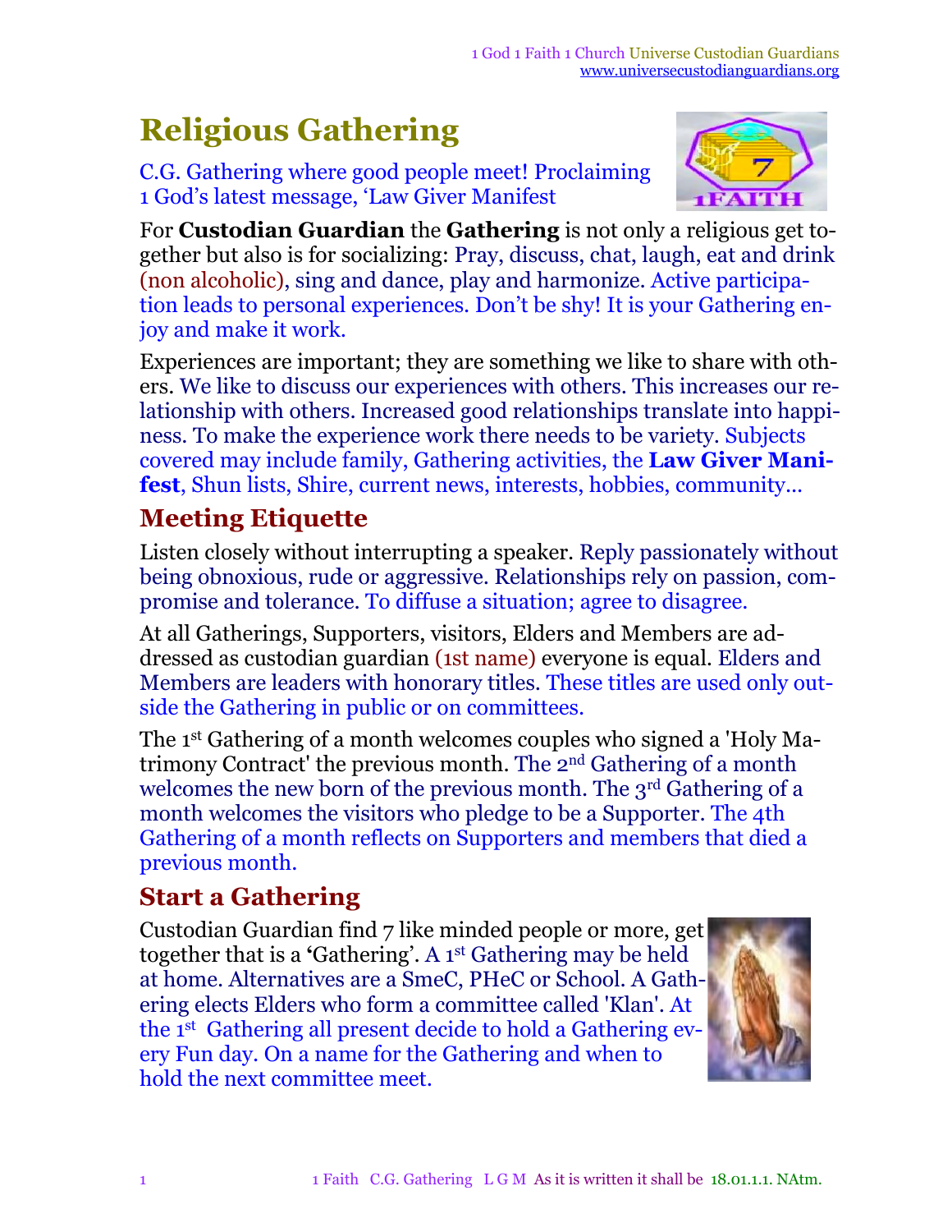# Religious Gathering

C.G. Gathering where good people meet! Proclaiming 1 God's latest message, 'Law Giver Manifest

For **Custodian Guardian** the **Gathering** is not only a religious get together but also is for socializing: Pray, discuss, chat, laugh, eat and drink (non alcoholic), sing and dance, play and harmonize. Active participation leads to personal experiences. Don't be shy! It is your Gathering enjoy and make it work.

Experiences are important; they are something we like to share with others. We like to discuss our experiences with others. This increases our relationship with others. Increased good relationships translate into happiness. To make the experience work there needs to be variety. Subjects covered may include family, Gathering activities, the **Law Giver Manifest**, Shun lists, Shire, current news, interests, hobbies, community...

## Meeting Etiquette

Listen closely without interrupting a speaker. Reply passionately without being obnoxious, rude or aggressive. Relationships rely on passion, compromise and tolerance. To diffuse a situation; agree to disagree.

At all Gatherings, Supporters, visitors, Elders and Members are addressed as custodian guardian (1st name) everyone is equal. Elders and Members are leaders with honorary titles. These titles are used only outside the Gathering in public or on committees.

The 1st Gathering of a month welcomes couples who signed a 'Holy Matrimony Contract' the previous month. The 2nd Gathering of a month welcomes the new born of the previous month. The 3rd Gathering of a month welcomes the visitors who pledge to be a Supporter. The 4th Gathering of a month reflects on Supporters and members that died a previous month.

## Start a Gathering

Custodian Guardian find 7 like minded people or more, get together that is a 'Gathering'. A 1st Gathering may be held at home. Alternatives are a SmeC, PHeC or School. A Gathering elects Elders who form a committee called 'Klan'. At the 1st Gathering all present decide to hold a Gathering every Fun day. On a name for the Gathering and when to hold the next committee meet.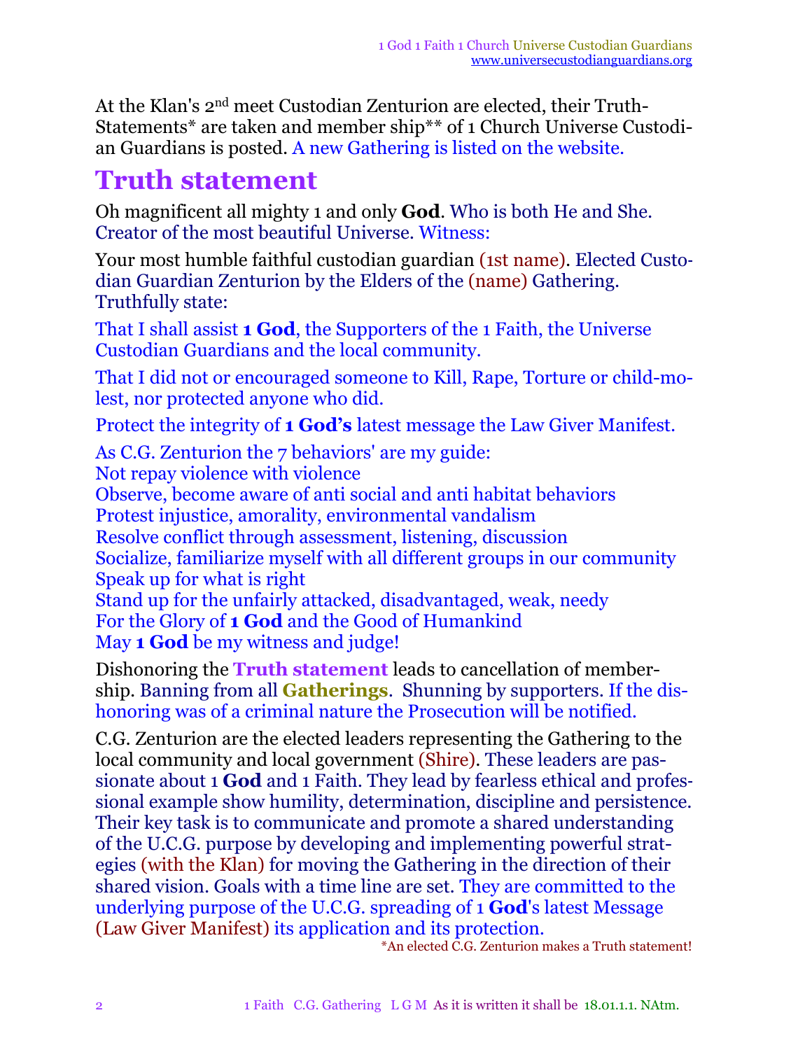At the Klan's 2nd meet Custodian Zenturion are elected, their Truth-Statements* are taken and member ship** of 1 Church Universe Custodian Guardians is posted. A new Gathering is listed on the website.

# Truth statement

Oh magnificent all mighty 1 and only **God**. Who is both He and She. Creator of the most beautiful Universe. Witness:

Your most humble faithful custodian guardian (1st name). Elected Custodian Guardian Zenturion by the Elders of the (name) Gathering. Truthfully state:

That I shall assist **1 God**, the Supporters of the 1 Faith, the Universe Custodian Guardians and the local community.

That I did not or encouraged someone to Kill, Rape, Torture or child-molest, nor protected anyone who did.

Protect the integrity of **1 God's** latest message the Law Giver Manifest.

As C.G. Zenturion the 7 behaviors' are my guide:
Not repay violence with violence
Observe, become aware of anti social and anti habitat behaviors
Protest injustice, amorality, environmental vandalism
Resolve conflict through assessment, listening, discussion
Socialize, familiarize myself with all different groups in our community
Speak up for what is right
Stand up for the unfairly attacked, disadvantaged, weak, needy
For the Glory of **1 God** and the Good of Humankind
May **1 God** be my witness and judge!

Dishonoring the **Truth statement** leads to cancellation of membership. Banning from all **Gatherings**. Shunning by supporters. If the dishonoring was of a criminal nature the Prosecution will be notified.

C.G. Zenturion are the elected leaders representing the Gathering to the local community and local government (Shire). These leaders are passionate about 1 **God** and 1 Faith. They lead by fearless ethical and professional example show humility, determination, discipline and persistence. Their key task is to communicate and promote a shared understanding of the U.C.G. purpose by developing and implementing powerful strategies (with the Klan) for moving the Gathering in the direction of their shared vision. Goals with a time line are set. They are committed to the underlying purpose of the U.C.G. spreading of 1 **God**'s latest Message (Law Giver Manifest) its application and its protection.

*An elected C.G. Zenturion makes a Truth statement!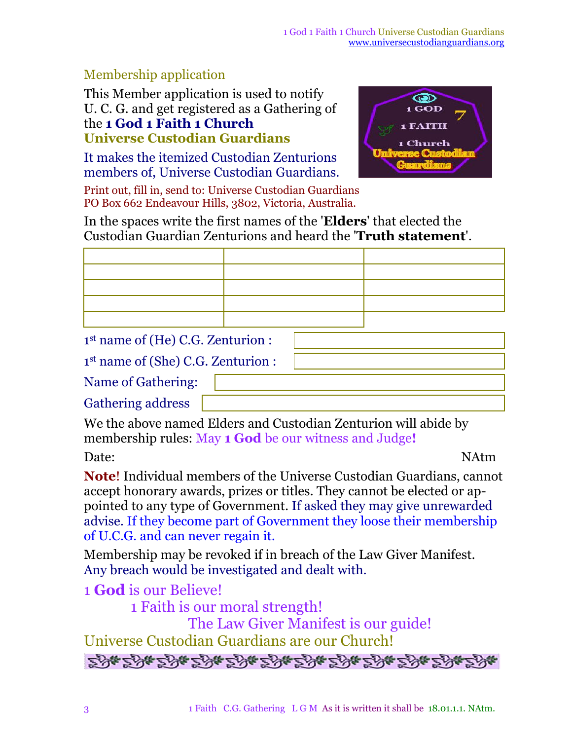## Membership application

This Member application is used to notify U. C. G. and get registered as a Gathering of the **1 God 1 Faith 1 Church Universe Custodian Guardians**

It makes the itemized Custodian Zenturions members of, Universe Custodian Guardians.

Print out, fill in, send to: Universe Custodian Guardians PO Box 662 Endeavour Hills, 3802, Victoria, Australia.

In the spaces write the first names of the '**Elders**' that elected the Custodian Guardian Zenturions and heard the '**Truth statement**'.

| | | |
|---|---|---|
| | | |
| | | |
| | | |
| | | |

1st name of (He) C.G. Zenturion :

1st name of (She) C.G. Zenturion :

Name of Gathering:

Gathering address

We the above named Elders and Custodian Zenturion will abide by membership rules: May **1 God** be our witness and Judge**!**

Date: NAtm

**Note**! Individual members of the Universe Custodian Guardians, cannot accept honorary awards, prizes or titles. They cannot be elected or appointed to any type of Government. If asked they may give unrewarded advise. If they become part of Government they loose their membership of U.C.G. and can never regain it.

Membership may be revoked if in breach of the Law Giver Manifest. Any breach would be investigated and dealt with.

1 **God** is our Believe!

1 Faith is our moral strength!

The Law Giver Manifest is our guide!

Universe Custodian Guardians are our Church!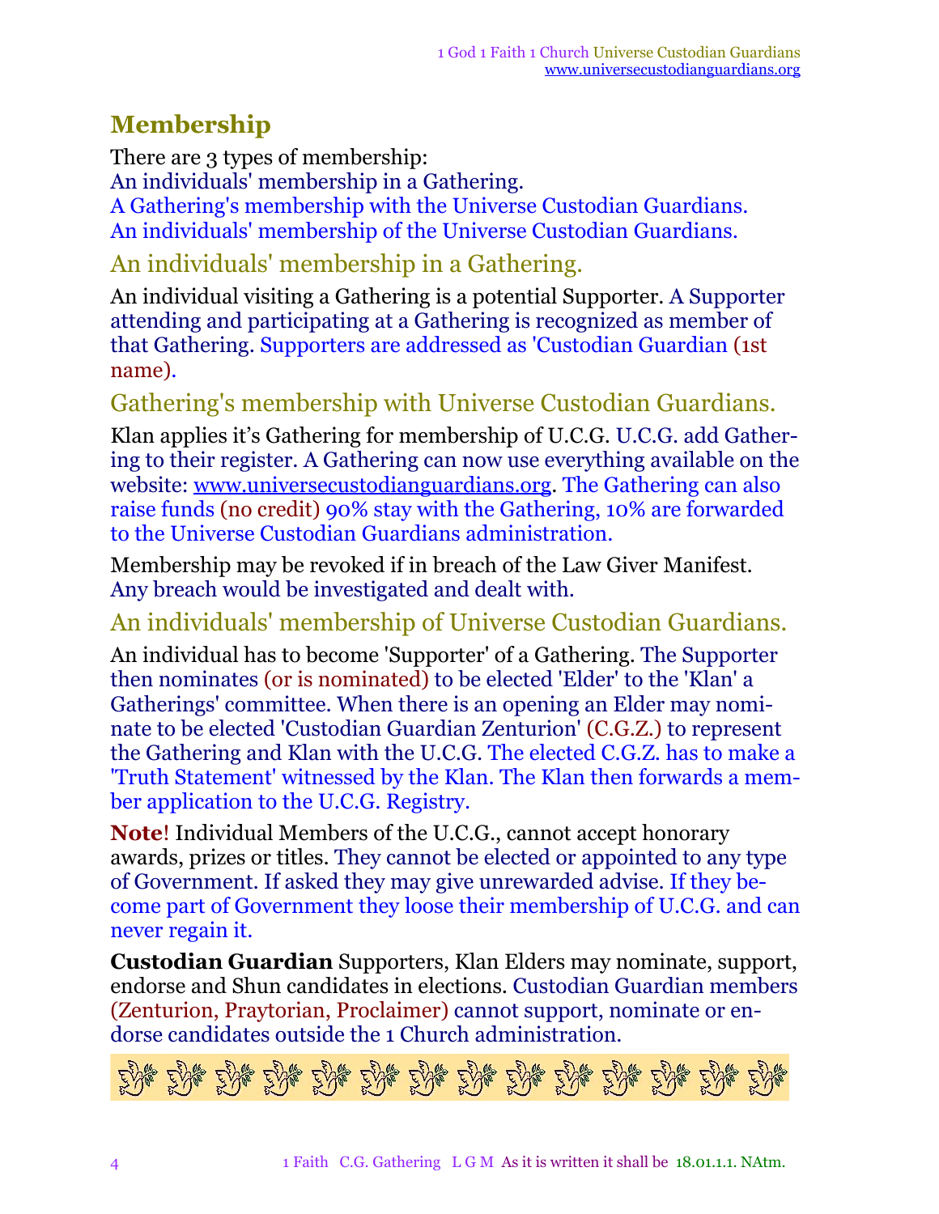## Membership

There are 3 types of membership:
An individuals' membership in a Gathering.
A Gathering's membership with the Universe Custodian Guardians.
An individuals' membership of the Universe Custodian Guardians.

### An individuals' membership in a Gathering.

An individual visiting a Gathering is a potential Supporter. A Supporter attending and participating at a Gathering is recognized as member of that Gathering. Supporters are addressed as 'Custodian Guardian (1st name).

### Gathering's membership with Universe Custodian Guardians.

Klan applies it's Gathering for membership of U.C.G. U.C.G. add Gathering to their register. A Gathering can now use everything available on the website: www.universecustodianguardians.org. The Gathering can also raise funds (no credit) 90% stay with the Gathering, 10% are forwarded to the Universe Custodian Guardians administration.

Membership may be revoked if in breach of the Law Giver Manifest. Any breach would be investigated and dealt with.

### An individuals' membership of Universe Custodian Guardians.

An individual has to become 'Supporter' of a Gathering. The Supporter then nominates (or is nominated) to be elected 'Elder' to the 'Klan' a Gatherings' committee. When there is an opening an Elder may nominate to be elected 'Custodian Guardian Zenturion' (C.G.Z.) to represent the Gathering and Klan with the U.C.G. The elected C.G.Z. has to make a 'Truth Statement' witnessed by the Klan. The Klan then forwards a member application to the U.C.G. Registry.

**Note**! Individual Members of the U.C.G., cannot accept honorary awards, prizes or titles. They cannot be elected or appointed to any type of Government. If asked they may give unrewarded advise. If they become part of Government they loose their membership of U.C.G. and can never regain it.

**Custodian Guardian** Supporters, Klan Elders may nominate, support, endorse and Shun candidates in elections. Custodian Guardian members (Zenturion, Praytorian, Proclaimer) cannot support, nominate or endorse candidates outside the 1 Church administration.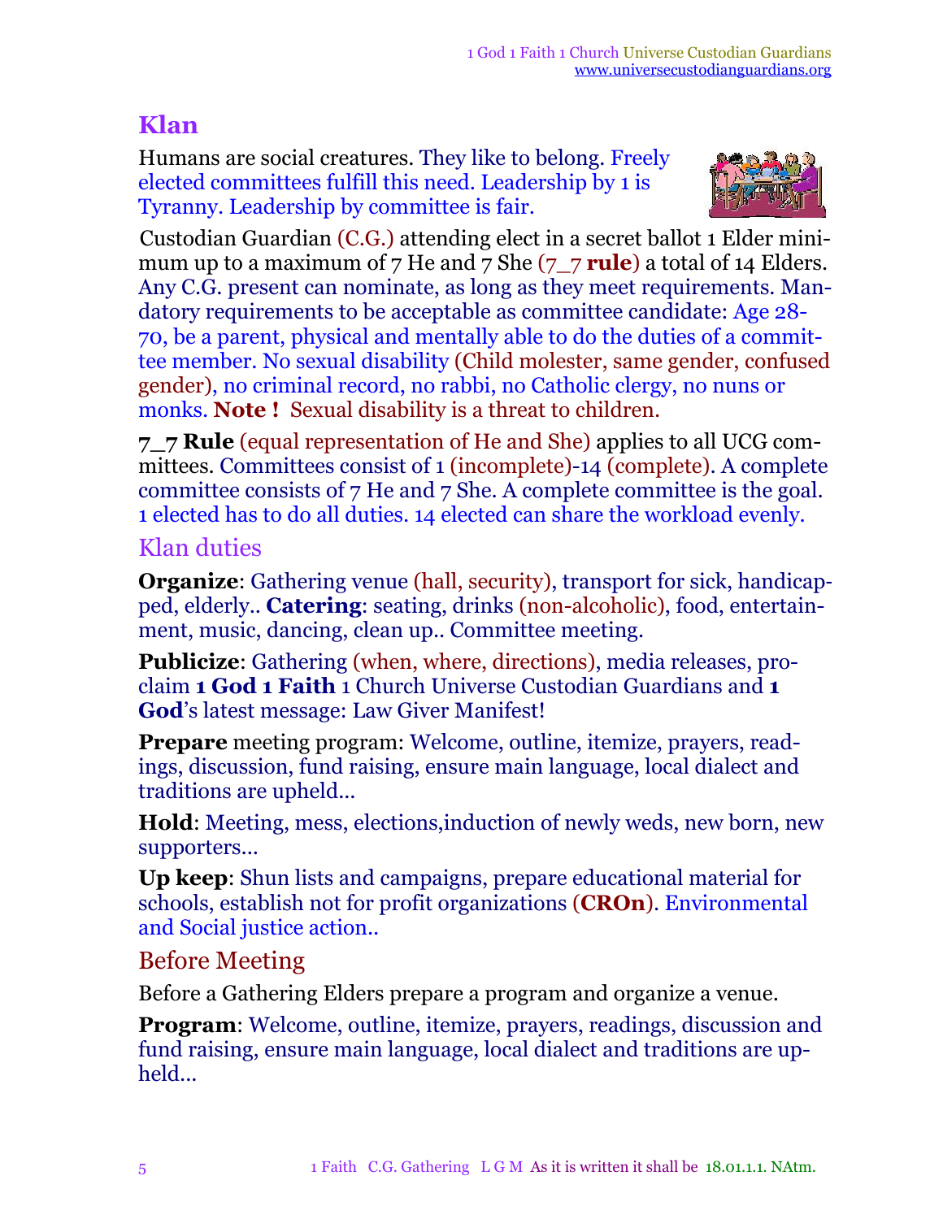# Klan

Humans are social creatures. They like to belong. Freely elected committees fulfill this need. Leadership by 1 is Tyranny. Leadership by committee is fair.

Custodian Guardian (C.G.) attending elect in a secret ballot 1 Elder minimum up to a maximum of 7 He and 7 She (7_7 **rule**) a total of 14 Elders. Any C.G. present can nominate, as long as they meet requirements. Mandatory requirements to be acceptable as committee candidate: Age 28-70, be a parent, physical and mentally able to do the duties of a committee member. No sexual disability (Child molester, same gender, confused gender), no criminal record, no rabbi, no Catholic clergy, no nuns or monks. **Note !** Sexual disability is a threat to children.

**7_7 Rule** (equal representation of He and She) applies to all UCG committees. Committees consist of 1 (incomplete)-14 (complete). A complete committee consists of 7 He and 7 She. A complete committee is the goal. 1 elected has to do all duties. 14 elected can share the workload evenly.

## Klan duties

**Organize**: Gathering venue (hall, security), transport for sick, handicapped, elderly.. **Catering**: seating, drinks (non-alcoholic), food, entertainment, music, dancing, clean up.. Committee meeting.

**Publicize**: Gathering (when, where, directions), media releases, proclaim **1 God 1 Faith** 1 Church Universe Custodian Guardians and **1 God**'s latest message: Law Giver Manifest!

**Prepare** meeting program: Welcome, outline, itemize, prayers, readings, discussion, fund raising, ensure main language, local dialect and traditions are upheld...

**Hold**: Meeting, mess, elections,induction of newly weds, new born, new supporters...

**Up keep**: Shun lists and campaigns, prepare educational material for schools, establish not for profit organizations (**CROn**). Environmental and Social justice action..

## Before Meeting

Before a Gathering Elders prepare a program and organize a venue.

**Program**: Welcome, outline, itemize, prayers, readings, discussion and fund raising, ensure main language, local dialect and traditions are upheld...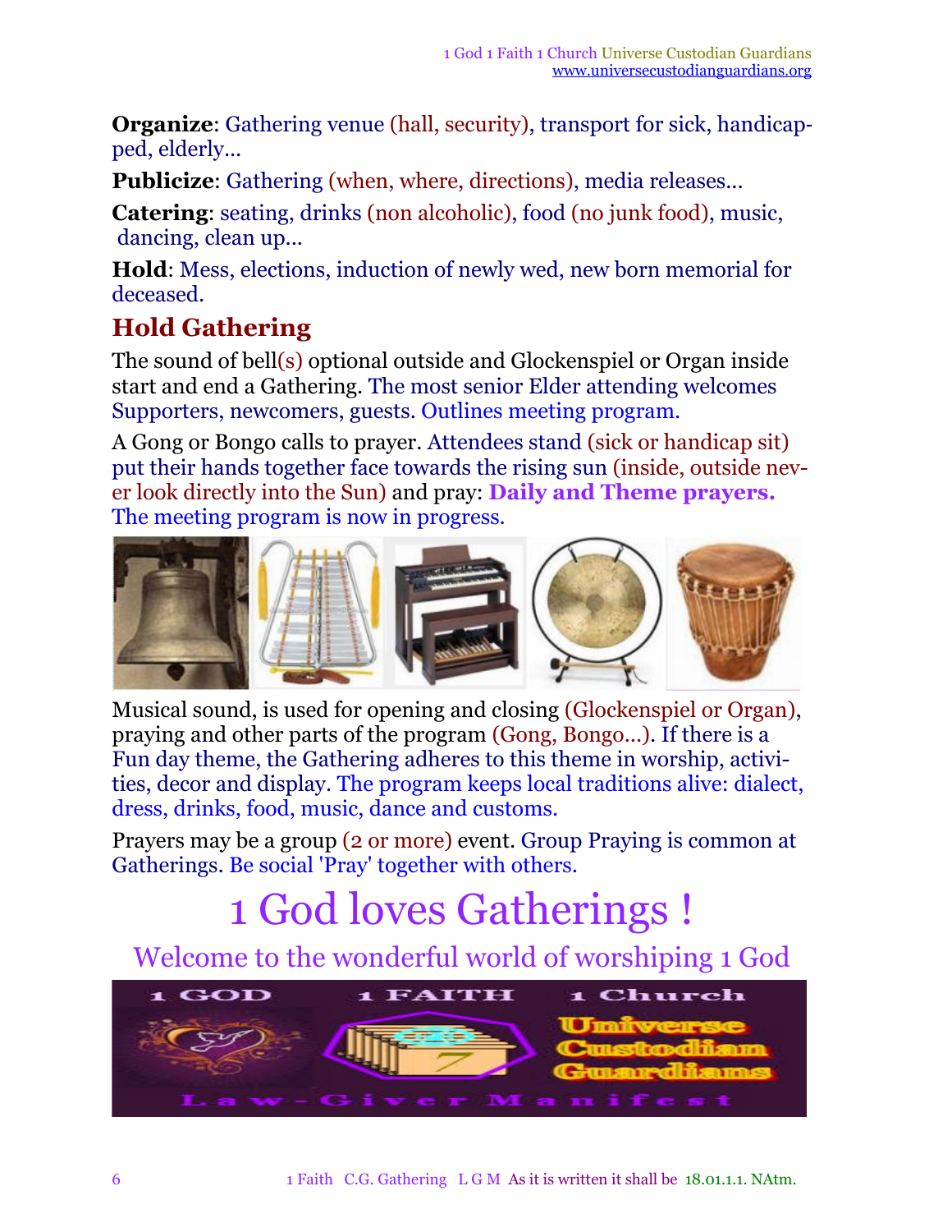**Organize**: Gathering venue (hall, security), transport for sick, handicapped, elderly...

**Publicize**: Gathering (when, where, directions), media releases...

**Catering**: seating, drinks (non alcoholic), food (no junk food), music, dancing, clean up...

**Hold**: Mess, elections, induction of newly wed, new born memorial for deceased.

## Hold Gathering

The sound of bell(s) optional outside and Glockenspiel or Organ inside start and end a Gathering. The most senior Elder attending welcomes Supporters, newcomers, guests. Outlines meeting program.

A Gong or Bongo calls to prayer. Attendees stand (sick or handicap sit) put their hands together face towards the rising sun (inside, outside never look directly into the Sun) and pray: **Daily and Theme prayers.** The meeting program is now in progress.

Musical sound, is used for opening and closing (Glockenspiel or Organ), praying and other parts of the program (Gong, Bongo...). If there is a Fun day theme, the Gathering adheres to this theme in worship, activities, decor and display. The program keeps local traditions alive: dialect, dress, drinks, food, music, dance and customs.

Prayers may be a group (2 or more) event. Group Praying is common at Gatherings. Be social 'Pray' together with others.

# 1 God loves Gatherings !

## Welcome to the wonderful world of worshiping 1 God

1 GOD 1 FAITH 1 Church Universe Custodian Guardians

Law-Giver Manifest